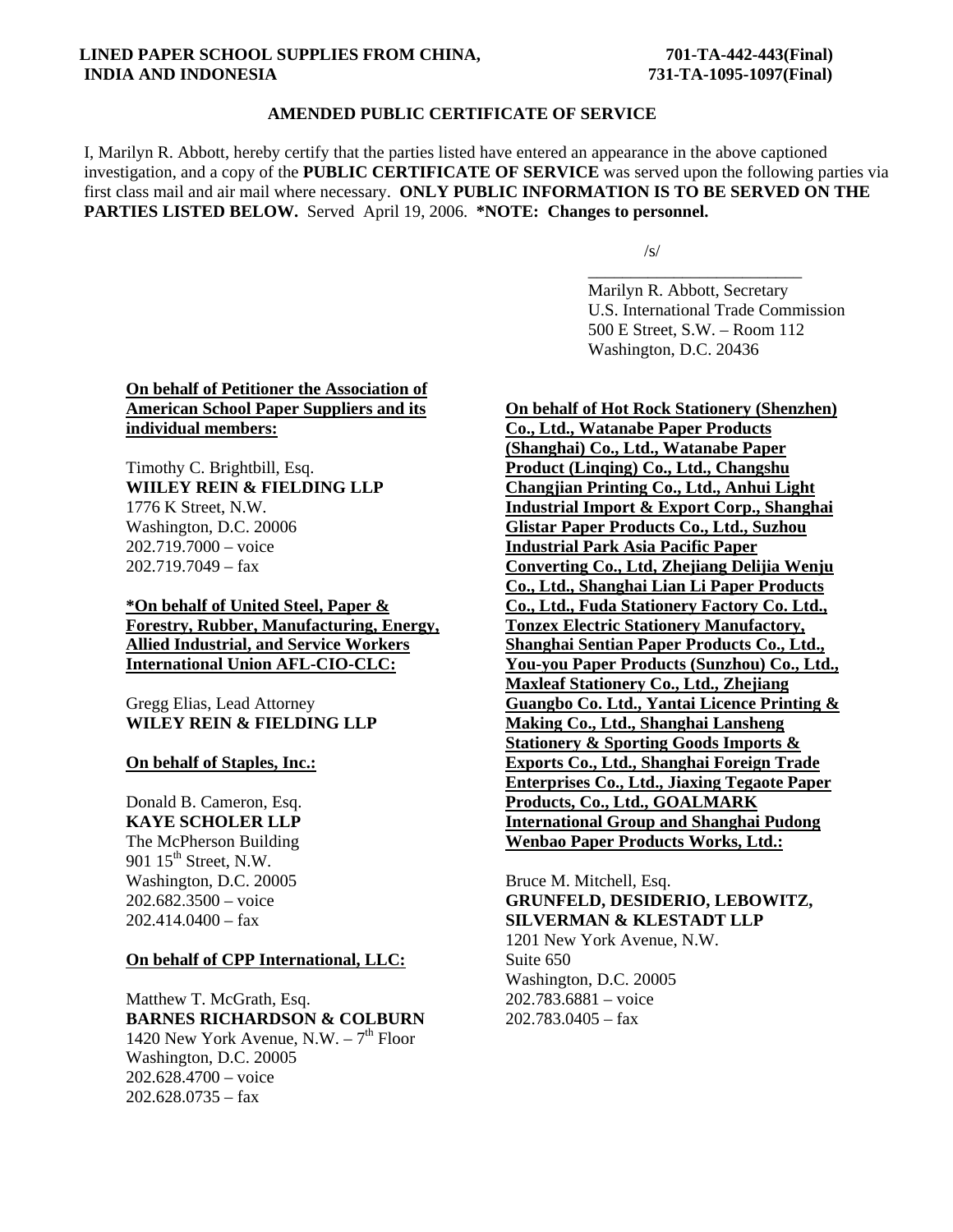**LINED PAPER SCHOOL SUPPLIES FROM CHINA, INDIA AND INDONESIA**

**701-TA-442-443(Final)**
**731-TA-1095-1097(Final)**

**AMENDED PUBLIC CERTIFICATE OF SERVICE**

I, Marilyn R. Abbott, hereby certify that the parties listed have entered an appearance in the above captioned investigation, and a copy of the **PUBLIC CERTIFICATE OF SERVICE** was served upon the following parties via first class mail and air mail where necessary. **ONLY PUBLIC INFORMATION IS TO BE SERVED ON THE PARTIES LISTED BELOW.** Served April 19, 2006. **\*NOTE: Changes to personnel.**

/s/
\_\_\_\_\_\_\_\_\_\_\_\_\_\_\_\_\_\_\_\_\_\_\_\_\_\_

Marilyn R. Abbott, Secretary
U.S. International Trade Commission
500 E Street, S.W. – Room 112
Washington, D.C. 20436

**On behalf of Petitioner the Association of American School Paper Suppliers and its individual members:**

Timothy C. Brightbill, Esq.
**WIILEY REIN & FIELDING LLP**
1776 K Street, N.W.
Washington, D.C. 20006
202.719.7000 – voice
202.719.7049 – fax

**\*On behalf of United Steel, Paper & Forestry, Rubber, Manufacturing, Energy, Allied Industrial, and Service Workers International Union AFL-CIO-CLC:**

Gregg Elias, Lead Attorney
**WILEY REIN & FIELDING LLP**

**On behalf of Staples, Inc.:**

Donald B. Cameron, Esq.
**KAYE SCHOLER LLP**
The McPherson Building
901 15th Street, N.W.
Washington, D.C. 20005
202.682.3500 – voice
202.414.0400 – fax

**On behalf of CPP International, LLC:**

Matthew T. McGrath, Esq.
**BARNES RICHARDSON & COLBURN**
1420 New York Avenue, N.W. – 7th Floor
Washington, D.C. 20005
202.628.4700 – voice
202.628.0735 – fax

**On behalf of Hot Rock Stationery (Shenzhen) Co., Ltd., Watanabe Paper Products (Shanghai) Co., Ltd., Watanabe Paper Product (Linqing) Co., Ltd., Changshu Changjian Printing Co., Ltd., Anhui Light Industrial Import & Export Corp., Shanghai Glistar Paper Products Co., Ltd., Suzhou Industrial Park Asia Pacific Paper Converting Co., Ltd, Zhejiang Delijia Wenju Co., Ltd., Shanghai Lian Li Paper Products Co., Ltd., Fuda Stationery Factory Co. Ltd., Tonzex Electric Stationery Manufactory, Shanghai Sentian Paper Products Co., Ltd., You-you Paper Products (Sunzhou) Co., Ltd., Maxleaf Stationery Co., Ltd., Zhejiang Guangbo Co. Ltd., Yantai Licence Printing & Making Co., Ltd., Shanghai Lansheng Stationery & Sporting Goods Imports & Exports Co., Ltd., Shanghai Foreign Trade Enterprises Co., Ltd., Jiaxing Tegaote Paper Products, Co., Ltd., GOALMARK International Group and Shanghai Pudong Wenbao Paper Products Works, Ltd.:**

Bruce M. Mitchell, Esq.
**GRUNFELD, DESIDERIO, LEBOWITZ, SILVERMAN & KLESTADT LLP**
1201 New York Avenue, N.W.
Suite 650
Washington, D.C. 20005
202.783.6881 – voice
202.783.0405 – fax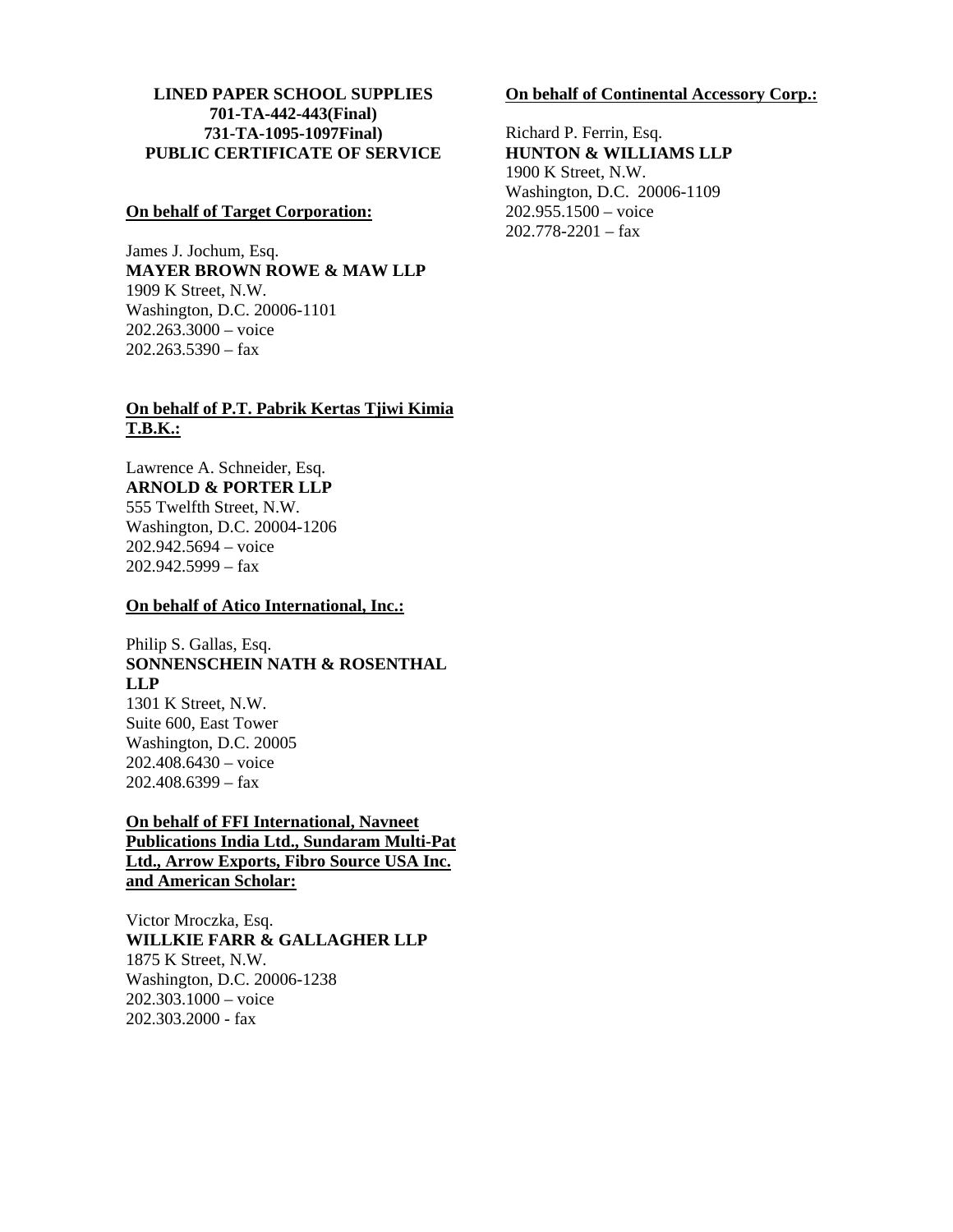**LINED PAPER SCHOOL SUPPLIES**
**701-TA-442-443(Final)**
**731-TA-1095-1097Final)**
**PUBLIC CERTIFICATE OF SERVICE**

**On behalf of Target Corporation:**

James J. Jochum, Esq.
**MAYER BROWN ROWE & MAW LLP**
1909 K Street, N.W.
Washington, D.C. 20006-1101
202.263.3000 – voice
202.263.5390 – fax

**On behalf of P.T. Pabrik Kertas Tjiwi Kimia T.B.K.:**

Lawrence A. Schneider, Esq.
**ARNOLD & PORTER LLP**
555 Twelfth Street, N.W.
Washington, D.C. 20004-1206
202.942.5694 – voice
202.942.5999 – fax

**On behalf of Atico International, Inc.:**

Philip S. Gallas, Esq.
**SONNENSCHEIN NATH & ROSENTHAL LLP**
1301 K Street, N.W.
Suite 600, East Tower
Washington, D.C. 20005
202.408.6430 – voice
202.408.6399 – fax

**On behalf of FFI International, Navneet Publications India Ltd., Sundaram Multi-Pat Ltd., Arrow Exports, Fibro Source USA Inc. and American Scholar:**

Victor Mroczka, Esq.
**WILLKIE FARR & GALLAGHER LLP**
1875 K Street, N.W.
Washington, D.C. 20006-1238
202.303.1000 – voice
202.303.2000 - fax

**On behalf of Continental Accessory Corp.:**

Richard P. Ferrin, Esq.
**HUNTON & WILLIAMS LLP**
1900 K Street, N.W.
Washington, D.C. 20006-1109
202.955.1500 – voice
202.778-2201 – fax